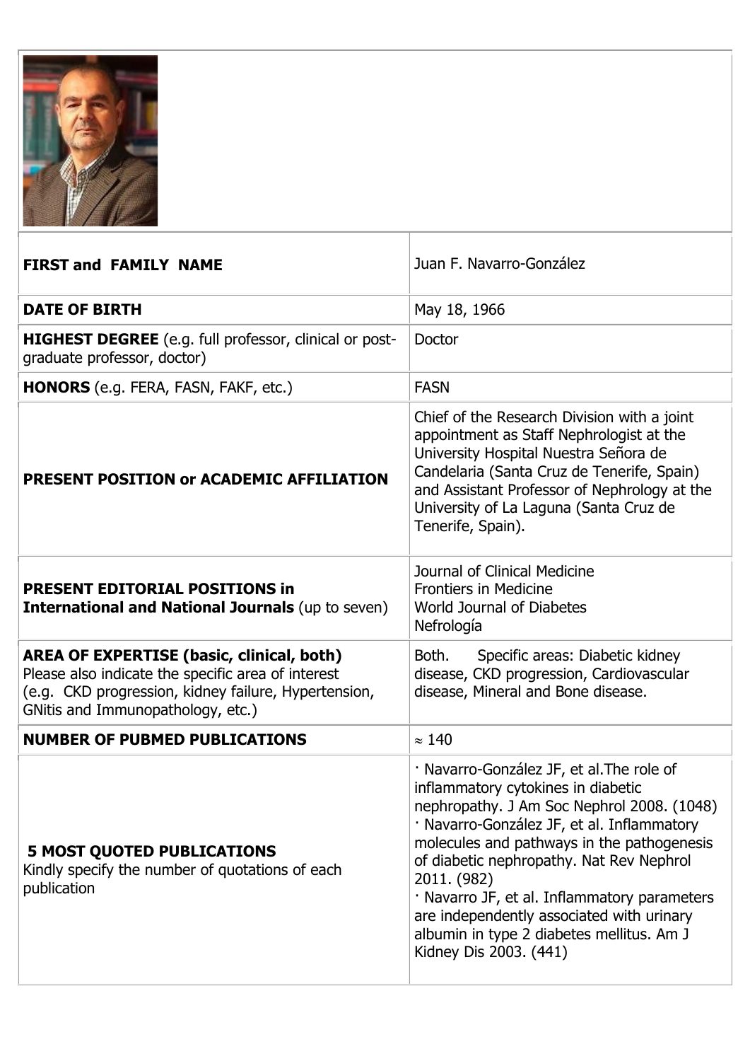| | |
|---|---|
| **FIRST and FAMILY NAME** | Juan F. Navarro-González |
| **DATE OF BIRTH** | May 18, 1966 |
| **HIGHEST DEGREE** (e.g. full professor, clinical or post-graduate professor, doctor) | Doctor |
| **HONORS** (e.g. FERA, FASN, FAKF, etc.) | FASN |
| **PRESENT POSITION or ACADEMIC AFFILIATION** | Chief of the Research Division with a joint appointment as Staff Nephrologist at the University Hospital Nuestra Señora de Candelaria (Santa Cruz de Tenerife, Spain) and Assistant Professor of Nephrology at the University of La Laguna (Santa Cruz de Tenerife, Spain). |
| **PRESENT EDITORIAL POSITIONS in International and National Journals** (up to seven) | Journal of Clinical Medicine<br>Frontiers in Medicine<br>World Journal of Diabetes<br>Nefrología |
| **AREA OF EXPERTISE (basic, clinical, both)** Please also indicate the specific area of interest (e.g. CKD progression, kidney failure, Hypertension, GNitis and Immunopathology, etc.) | Both. Specific areas: Diabetic kidney disease, CKD progression, Cardiovascular disease, Mineral and Bone disease. |
| **NUMBER OF PUBMED PUBLICATIONS** | ≈ 140 |
| **5 MOST QUOTED PUBLICATIONS** Kindly specify the number of quotations of each publication | · Navarro-González JF, et al.The role of inflammatory cytokines in diabetic nephropathy. J Am Soc Nephrol 2008. (1048)<br>· Navarro-González JF, et al. Inflammatory molecules and pathways in the pathogenesis of diabetic nephropathy. Nat Rev Nephrol 2011. (982)<br>· Navarro JF, et al. Inflammatory parameters are independently associated with urinary albumin in type 2 diabetes mellitus. Am J Kidney Dis 2003. (441) |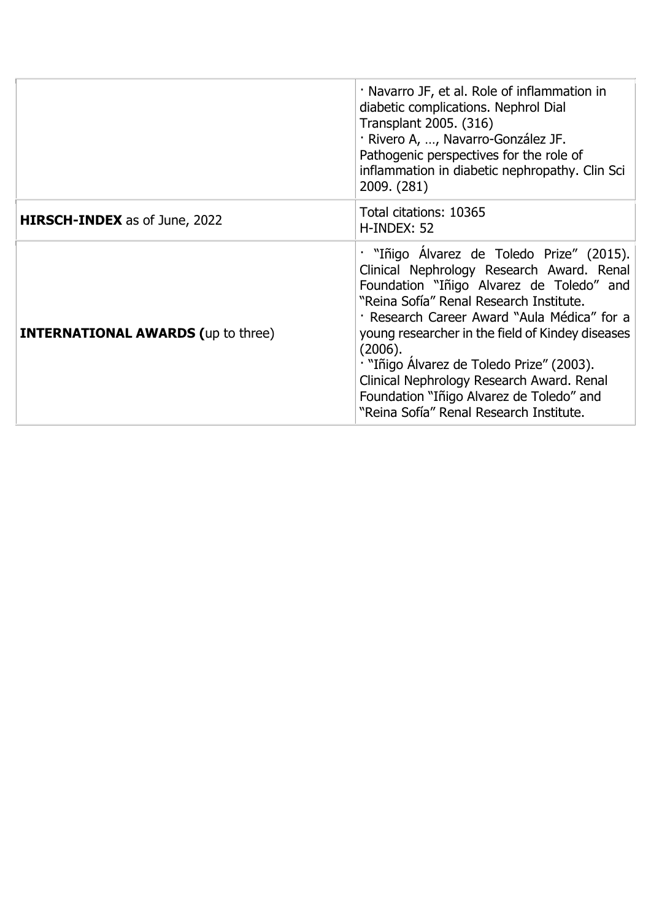| | |
|---|---|
| | · Navarro JF, et al. Role of inflammation in diabetic complications. Nephrol Dial Transplant 2005. (316)<br>· Rivero A, …, Navarro-González JF. Pathogenic perspectives for the role of inflammation in diabetic nephropathy. Clin Sci 2009. (281) |
| **HIRSCH-INDEX** as of June, 2022 | Total citations: 10365<br>H-INDEX: 52 |
| **INTERNATIONAL AWARDS (**up to three) | · "Iñigo Álvarez de Toledo Prize" (2015). Clinical Nephrology Research Award. Renal Foundation "Iñigo Alvarez de Toledo" and "Reina Sofía" Renal Research Institute.<br>· Research Career Award "Aula Médica" for a young researcher in the field of Kindey diseases (2006).<br>· "Iñigo Álvarez de Toledo Prize" (2003). Clinical Nephrology Research Award. Renal Foundation "Iñigo Alvarez de Toledo" and "Reina Sofía" Renal Research Institute. |